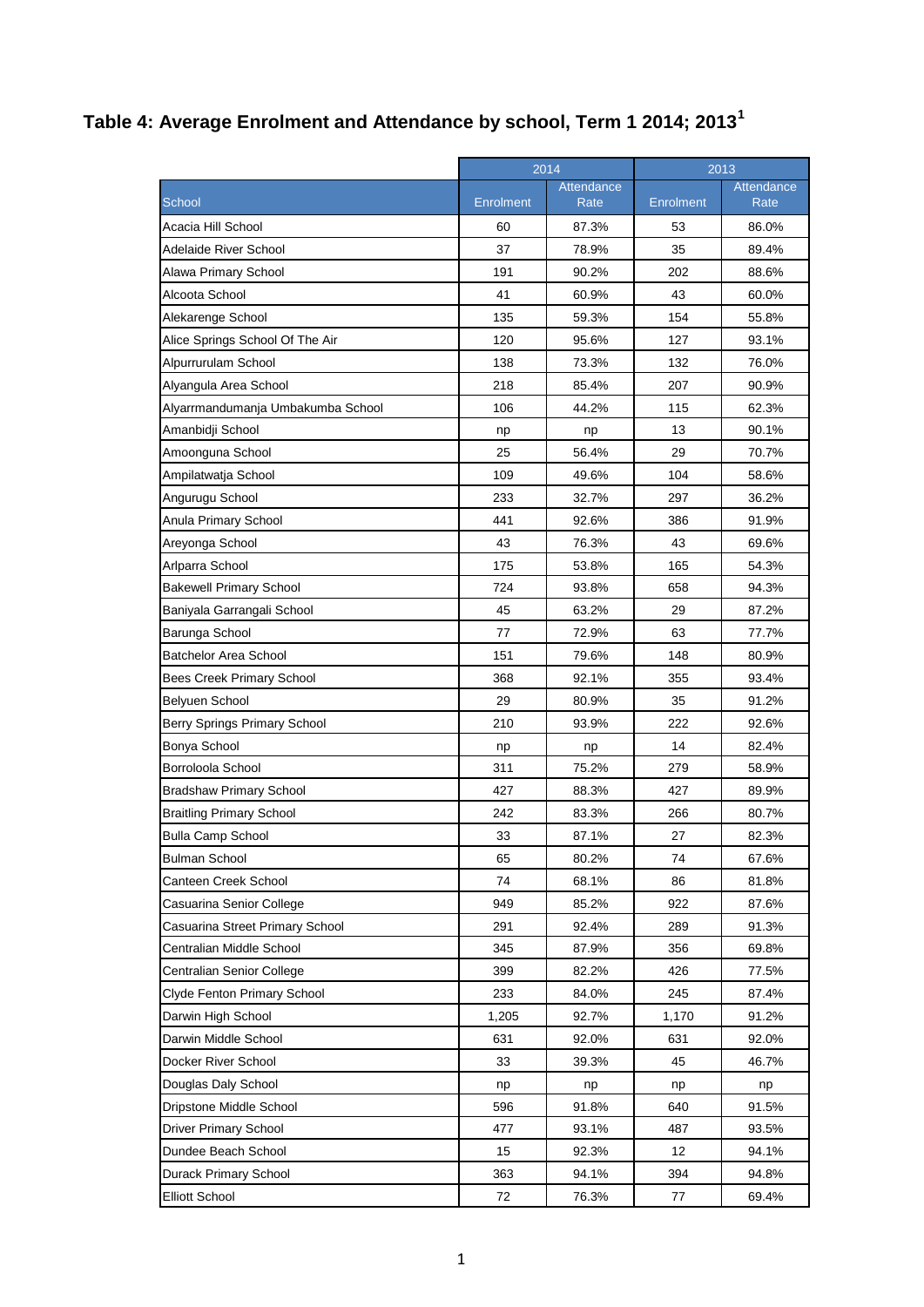# Table 4: Average Enrolment and Attendance by school, Term 1 2014; 2013[1]

| School | 2014 | | 2013 | |
|---|---|---|---|---|
| | Enrolment | Attendance Rate | Enrolment | Attendance Rate |
| Acacia Hill School | 60 | 87.3% | 53 | 86.0% |
| Adelaide River School | 37 | 78.9% | 35 | 89.4% |
| Alawa Primary School | 191 | 90.2% | 202 | 88.6% |
| Alcoota School | 41 | 60.9% | 43 | 60.0% |
| Alekarenge School | 135 | 59.3% | 154 | 55.8% |
| Alice Springs School Of The Air | 120 | 95.6% | 127 | 93.1% |
| Alpurrurulam School | 138 | 73.3% | 132 | 76.0% |
| Alyangula Area School | 218 | 85.4% | 207 | 90.9% |
| Alyarrmandumanja Umbakumba School | 106 | 44.2% | 115 | 62.3% |
| Amanbidji School | np | np | 13 | 90.1% |
| Amoonguna School | 25 | 56.4% | 29 | 70.7% |
| Ampilatwatja School | 109 | 49.6% | 104 | 58.6% |
| Angurugu School | 233 | 32.7% | 297 | 36.2% |
| Anula Primary School | 441 | 92.6% | 386 | 91.9% |
| Areyonga School | 43 | 76.3% | 43 | 69.6% |
| Arlparra School | 175 | 53.8% | 165 | 54.3% |
| Bakewell Primary School | 724 | 93.8% | 658 | 94.3% |
| Baniyala Garrangali School | 45 | 63.2% | 29 | 87.2% |
| Barunga School | 77 | 72.9% | 63 | 77.7% |
| Batchelor Area School | 151 | 79.6% | 148 | 80.9% |
| Bees Creek Primary School | 368 | 92.1% | 355 | 93.4% |
| Belyuen School | 29 | 80.9% | 35 | 91.2% |
| Berry Springs Primary School | 210 | 93.9% | 222 | 92.6% |
| Bonya School | np | np | 14 | 82.4% |
| Borroloola School | 311 | 75.2% | 279 | 58.9% |
| Bradshaw Primary School | 427 | 88.3% | 427 | 89.9% |
| Braitling Primary School | 242 | 83.3% | 266 | 80.7% |
| Bulla Camp School | 33 | 87.1% | 27 | 82.3% |
| Bulman School | 65 | 80.2% | 74 | 67.6% |
| Canteen Creek School | 74 | 68.1% | 86 | 81.8% |
| Casuarina Senior College | 949 | 85.2% | 922 | 87.6% |
| Casuarina Street Primary School | 291 | 92.4% | 289 | 91.3% |
| Centralian Middle School | 345 | 87.9% | 356 | 69.8% |
| Centralian Senior College | 399 | 82.2% | 426 | 77.5% |
| Clyde Fenton Primary School | 233 | 84.0% | 245 | 87.4% |
| Darwin High School | 1,205 | 92.7% | 1,170 | 91.2% |
| Darwin Middle School | 631 | 92.0% | 631 | 92.0% |
| Docker River School | 33 | 39.3% | 45 | 46.7% |
| Douglas Daly School | np | np | np | np |
| Dripstone Middle School | 596 | 91.8% | 640 | 91.5% |
| Driver Primary School | 477 | 93.1% | 487 | 93.5% |
| Dundee Beach School | 15 | 92.3% | 12 | 94.1% |
| Durack Primary School | 363 | 94.1% | 394 | 94.8% |
| Elliott School | 72 | 76.3% | 77 | 69.4% |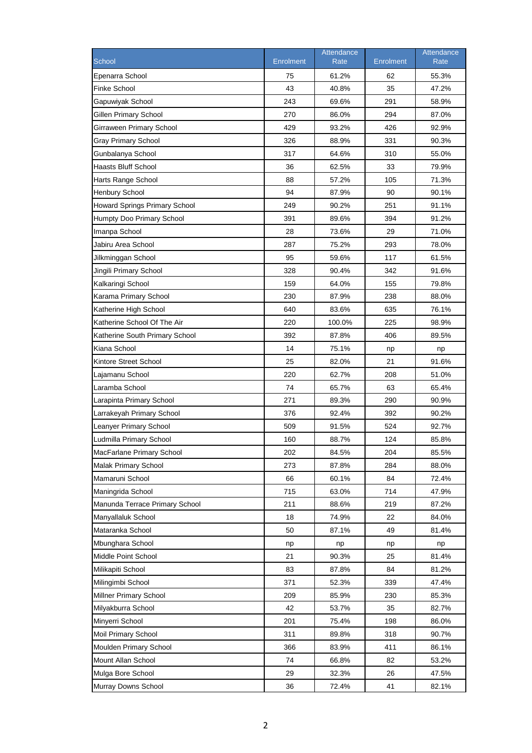| School | Enrolment | Attendance Rate | Enrolment | Attendance Rate |
|---|---|---|---|---|
| Epenarra School | 75 | 61.2% | 62 | 55.3% |
| Finke School | 43 | 40.8% | 35 | 47.2% |
| Gapuwiyak School | 243 | 69.6% | 291 | 58.9% |
| Gillen Primary School | 270 | 86.0% | 294 | 87.0% |
| Girraween Primary School | 429 | 93.2% | 426 | 92.9% |
| Gray Primary School | 326 | 88.9% | 331 | 90.3% |
| Gunbalanya School | 317 | 64.6% | 310 | 55.0% |
| Haasts Bluff School | 36 | 62.5% | 33 | 79.9% |
| Harts Range School | 88 | 57.2% | 105 | 71.3% |
| Henbury School | 94 | 87.9% | 90 | 90.1% |
| Howard Springs Primary School | 249 | 90.2% | 251 | 91.1% |
| Humpty Doo Primary School | 391 | 89.6% | 394 | 91.2% |
| Imanpa School | 28 | 73.6% | 29 | 71.0% |
| Jabiru Area School | 287 | 75.2% | 293 | 78.0% |
| Jilkminggan School | 95 | 59.6% | 117 | 61.5% |
| Jingili Primary School | 328 | 90.4% | 342 | 91.6% |
| Kalkaringi School | 159 | 64.0% | 155 | 79.8% |
| Karama Primary School | 230 | 87.9% | 238 | 88.0% |
| Katherine High School | 640 | 83.6% | 635 | 76.1% |
| Katherine School Of The Air | 220 | 100.0% | 225 | 98.9% |
| Katherine South Primary School | 392 | 87.8% | 406 | 89.5% |
| Kiana School | 14 | 75.1% | np | np |
| Kintore Street School | 25 | 82.0% | 21 | 91.6% |
| Lajamanu School | 220 | 62.7% | 208 | 51.0% |
| Laramba School | 74 | 65.7% | 63 | 65.4% |
| Larapinta Primary School | 271 | 89.3% | 290 | 90.9% |
| Larrakeyah Primary School | 376 | 92.4% | 392 | 90.2% |
| Leanyer Primary School | 509 | 91.5% | 524 | 92.7% |
| Ludmilla Primary School | 160 | 88.7% | 124 | 85.8% |
| MacFarlane Primary School | 202 | 84.5% | 204 | 85.5% |
| Malak Primary School | 273 | 87.8% | 284 | 88.0% |
| Mamaruni School | 66 | 60.1% | 84 | 72.4% |
| Maningrida School | 715 | 63.0% | 714 | 47.9% |
| Manunda Terrace Primary School | 211 | 88.6% | 219 | 87.2% |
| Manyallaluk School | 18 | 74.9% | 22 | 84.0% |
| Mataranka School | 50 | 87.1% | 49 | 81.4% |
| Mbunghara School | np | np | np | np |
| Middle Point School | 21 | 90.3% | 25 | 81.4% |
| Milikapiti School | 83 | 87.8% | 84 | 81.2% |
| Milingimbi School | 371 | 52.3% | 339 | 47.4% |
| Millner Primary School | 209 | 85.9% | 230 | 85.3% |
| Milyakburra School | 42 | 53.7% | 35 | 82.7% |
| Minyerri School | 201 | 75.4% | 198 | 86.0% |
| Moil Primary School | 311 | 89.8% | 318 | 90.7% |
| Moulden Primary School | 366 | 83.9% | 411 | 86.1% |
| Mount Allan School | 74 | 66.8% | 82 | 53.2% |
| Mulga Bore School | 29 | 32.3% | 26 | 47.5% |
| Murray Downs School | 36 | 72.4% | 41 | 82.1% |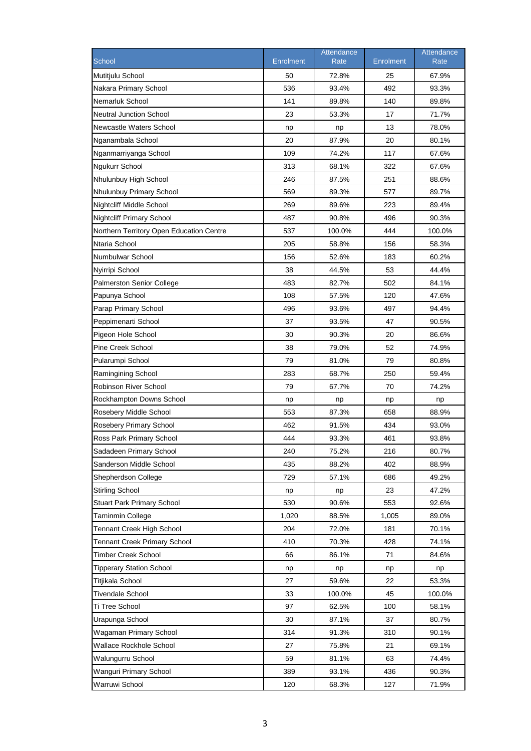| School | Enrolment | Attendance Rate | Enrolment | Attendance Rate |
|---|---|---|---|---|
| Mutitjulu School | 50 | 72.8% | 25 | 67.9% |
| Nakara Primary School | 536 | 93.4% | 492 | 93.3% |
| Nemarluk School | 141 | 89.8% | 140 | 89.8% |
| Neutral Junction School | 23 | 53.3% | 17 | 71.7% |
| Newcastle Waters School | np | np | 13 | 78.0% |
| Nganambala School | 20 | 87.9% | 20 | 80.1% |
| Nganmarriyanga School | 109 | 74.2% | 117 | 67.6% |
| Ngukurr School | 313 | 68.1% | 322 | 67.6% |
| Nhulunbuy High School | 246 | 87.5% | 251 | 88.6% |
| Nhulunbuy Primary School | 569 | 89.3% | 577 | 89.7% |
| Nightcliff Middle School | 269 | 89.6% | 223 | 89.4% |
| Nightcliff Primary School | 487 | 90.8% | 496 | 90.3% |
| Northern Territory Open Education Centre | 537 | 100.0% | 444 | 100.0% |
| Ntaria School | 205 | 58.8% | 156 | 58.3% |
| Numbulwar School | 156 | 52.6% | 183 | 60.2% |
| Nyirripi School | 38 | 44.5% | 53 | 44.4% |
| Palmerston Senior College | 483 | 82.7% | 502 | 84.1% |
| Papunya School | 108 | 57.5% | 120 | 47.6% |
| Parap Primary School | 496 | 93.6% | 497 | 94.4% |
| Peppimenarti School | 37 | 93.5% | 47 | 90.5% |
| Pigeon Hole School | 30 | 90.3% | 20 | 86.6% |
| Pine Creek School | 38 | 79.0% | 52 | 74.9% |
| Pularumpi School | 79 | 81.0% | 79 | 80.8% |
| Ramingining School | 283 | 68.7% | 250 | 59.4% |
| Robinson River School | 79 | 67.7% | 70 | 74.2% |
| Rockhampton Downs School | np | np | np | np |
| Rosebery Middle School | 553 | 87.3% | 658 | 88.9% |
| Rosebery Primary School | 462 | 91.5% | 434 | 93.0% |
| Ross Park Primary School | 444 | 93.3% | 461 | 93.8% |
| Sadadeen Primary School | 240 | 75.2% | 216 | 80.7% |
| Sanderson Middle School | 435 | 88.2% | 402 | 88.9% |
| Shepherdson College | 729 | 57.1% | 686 | 49.2% |
| Stirling School | np | np | 23 | 47.2% |
| Stuart Park Primary School | 530 | 90.6% | 553 | 92.6% |
| Taminmin College | 1,020 | 88.5% | 1,005 | 89.0% |
| Tennant Creek High School | 204 | 72.0% | 181 | 70.1% |
| Tennant Creek Primary School | 410 | 70.3% | 428 | 74.1% |
| Timber Creek School | 66 | 86.1% | 71 | 84.6% |
| Tipperary Station School | np | np | np | np |
| Titjikala School | 27 | 59.6% | 22 | 53.3% |
| Tivendale School | 33 | 100.0% | 45 | 100.0% |
| Ti Tree School | 97 | 62.5% | 100 | 58.1% |
| Urapunga School | 30 | 87.1% | 37 | 80.7% |
| Wagaman Primary School | 314 | 91.3% | 310 | 90.1% |
| Wallace Rockhole School | 27 | 75.8% | 21 | 69.1% |
| Walungurru School | 59 | 81.1% | 63 | 74.4% |
| Wanguri Primary School | 389 | 93.1% | 436 | 90.3% |
| Warruwi School | 120 | 68.3% | 127 | 71.9% |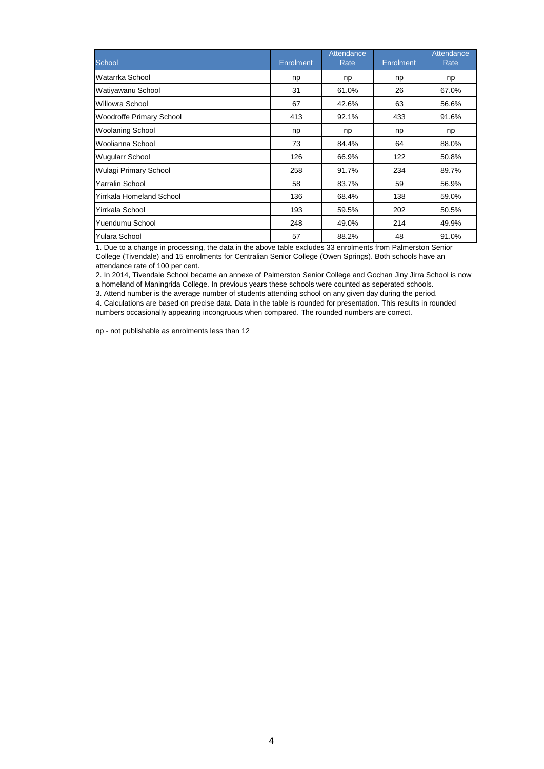| School | Enrolment | Attendance Rate | Enrolment | Attendance Rate |
|---|---|---|---|---|
| Watarrka School | np | np | np | np |
| Watiyawanu School | 31 | 61.0% | 26 | 67.0% |
| Willowra School | 67 | 42.6% | 63 | 56.6% |
| Woodroffe Primary School | 413 | 92.1% | 433 | 91.6% |
| Woolaning School | np | np | np | np |
| Woolianna School | 73 | 84.4% | 64 | 88.0% |
| Wugularr School | 126 | 66.9% | 122 | 50.8% |
| Wulagi Primary School | 258 | 91.7% | 234 | 89.7% |
| Yarralin School | 58 | 83.7% | 59 | 56.9% |
| Yirrkala Homeland School | 136 | 68.4% | 138 | 59.0% |
| Yirrkala School | 193 | 59.5% | 202 | 50.5% |
| Yuendumu School | 248 | 49.0% | 214 | 49.9% |
| Yulara School | 57 | 88.2% | 48 | 91.0% |

1. Due to a change in processing, the data in the above table excludes 33 enrolments from Palmerston Senior College (Tivendale) and 15 enrolments for Centralian Senior College (Owen Springs). Both schools have an attendance rate of 100 per cent.

2. In 2014, Tivendale School became an annexe of Palmerston Senior College and Gochan Jiny Jirra School is now a homeland of Maningrida College. In previous years these schools were counted as seperated schools.

3. Attend number is the average number of students attending school on any given day during the period.

4. Calculations are based on precise data. Data in the table is rounded for presentation. This results in rounded numbers occasionally appearing incongruous when compared. The rounded numbers are correct.

np - not publishable as enrolments less than 12